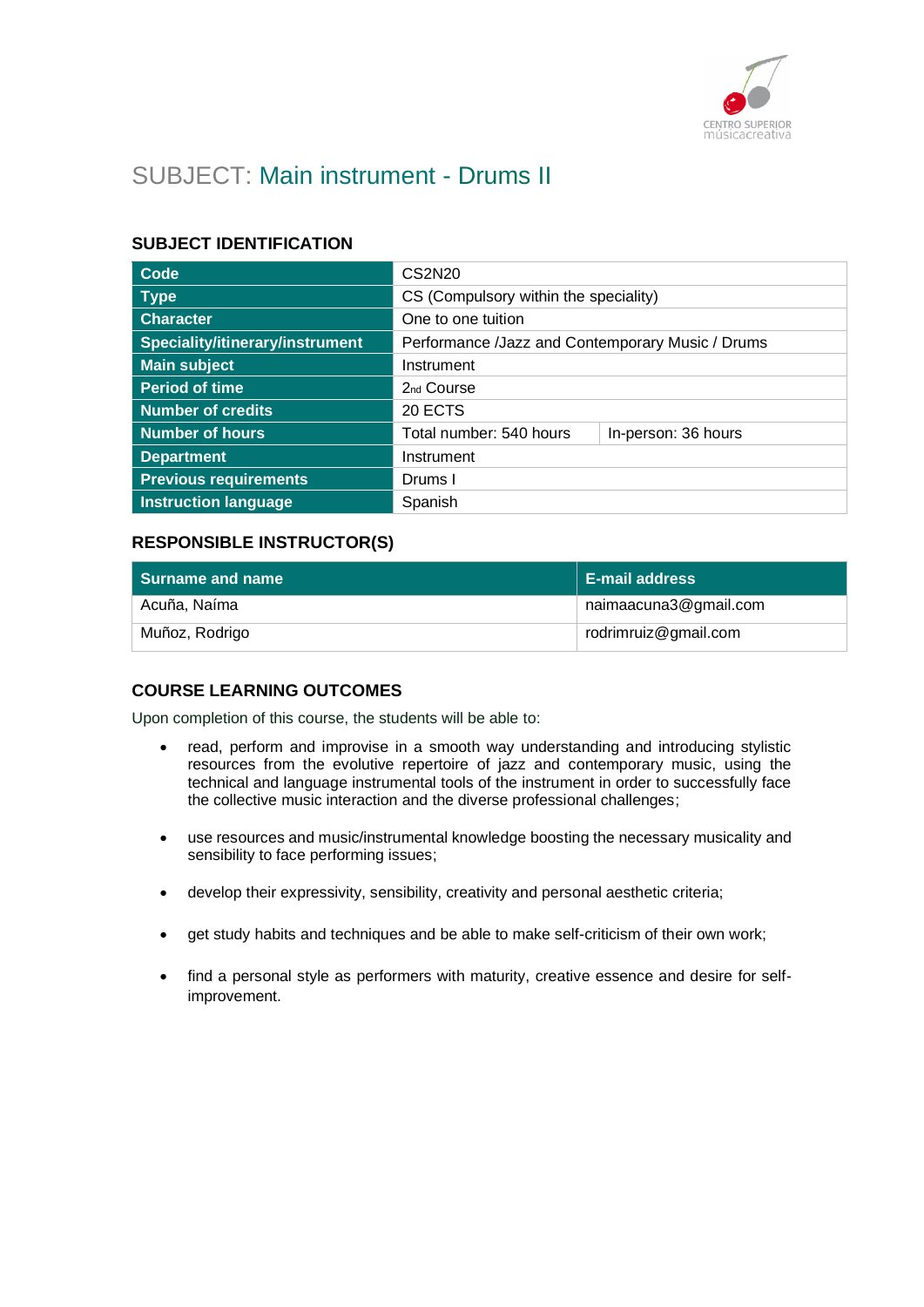# SUBJECT: Main instrument - Drums II

## SUBJECT IDENTIFICATION

| | | |
|---|---|---|
| **Code** | CS2N20 | |
| **Type** | CS (Compulsory within the speciality) | |
| **Character** | One to one tuition | |
| **Speciality/itinerary/instrument** | Performance /Jazz and Contemporary Music / Drums | |
| **Main subject** | Instrument | |
| **Period of time** | 2nd Course | |
| **Number of credits** | 20 ECTS | |
| **Number of hours** | Total number: 540 hours | In-person: 36 hours |
| **Department** | Instrument | |
| **Previous requirements** | Drums I | |
| **Instruction language** | Spanish | |

## RESPONSIBLE INSTRUCTOR(S)

| Surname and name | E-mail address |
|---|---|
| Acuña, Naíma | naimaacuna3@gmail.com |
| Muñoz, Rodrigo | rodrimruiz@gmail.com |

## COURSE LEARNING OUTCOMES

Upon completion of this course, the students will be able to:

- read, perform and improvise in a smooth way understanding and introducing stylistic resources from the evolutive repertoire of jazz and contemporary music, using the technical and language instrumental tools of the instrument in order to successfully face the collective music interaction and the diverse professional challenges;
- use resources and music/instrumental knowledge boosting the necessary musicality and sensibility to face performing issues;
- develop their expressivity, sensibility, creativity and personal aesthetic criteria;
- get study habits and techniques and be able to make self-criticism of their own work;
- find a personal style as performers with maturity, creative essence and desire for self-improvement.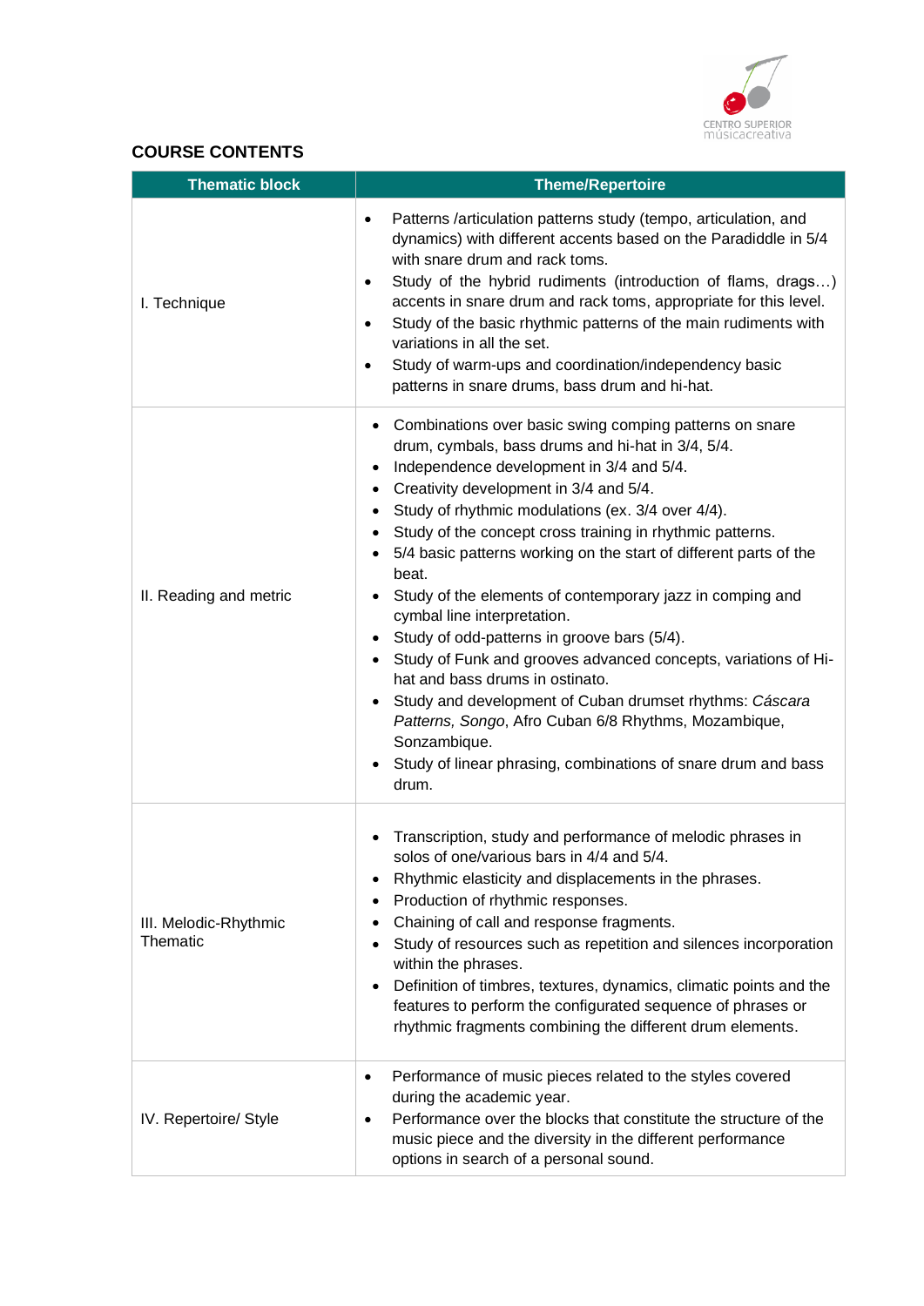## COURSE CONTENTS

| Thematic block | Theme/Repertoire |
| --- | --- |
| I. Technique | • Patterns /articulation patterns study (tempo, articulation, and dynamics) with different accents based on the Paradiddle in 5/4 with snare drum and rack toms.<br>• Study of the hybrid rudiments (introduction of flams, drags…) accents in snare drum and rack toms, appropriate for this level.<br>• Study of the basic rhythmic patterns of the main rudiments with variations in all the set.<br>• Study of warm-ups and coordination/independency basic patterns in snare drums, bass drum and hi-hat. |
| II. Reading and metric | • Combinations over basic swing comping patterns on snare drum, cymbals, bass drums and hi-hat in 3/4, 5/4.<br>• Independence development in 3/4 and 5/4.<br>• Creativity development in 3/4 and 5/4.<br>• Study of rhythmic modulations (ex. 3/4 over 4/4).<br>• Study of the concept cross training in rhythmic patterns.<br>• 5/4 basic patterns working on the start of different parts of the beat.<br>• Study of the elements of contemporary jazz in comping and cymbal line interpretation.<br>• Study of odd-patterns in groove bars (5/4).<br>• Study of Funk and grooves advanced concepts, variations of Hi-hat and bass drums in ostinato.<br>• Study and development of Cuban drumset rhythms: *Cáscara Patterns, Songo*, Afro Cuban 6/8 Rhythms, Mozambique, Sonzambique.<br>• Study of linear phrasing, combinations of snare drum and bass drum. |
| III. Melodic-Rhythmic Thematic | • Transcription, study and performance of melodic phrases in solos of one/various bars in 4/4 and 5/4.<br>• Rhythmic elasticity and displacements in the phrases.<br>• Production of rhythmic responses.<br>• Chaining of call and response fragments.<br>• Study of resources such as repetition and silences incorporation within the phrases.<br>• Definition of timbres, textures, dynamics, climatic points and the features to perform the configurated sequence of phrases or rhythmic fragments combining the different drum elements. |
| IV. Repertoire/ Style | • Performance of music pieces related to the styles covered during the academic year.<br>• Performance over the blocks that constitute the structure of the music piece and the diversity in the different performance options in search of a personal sound. |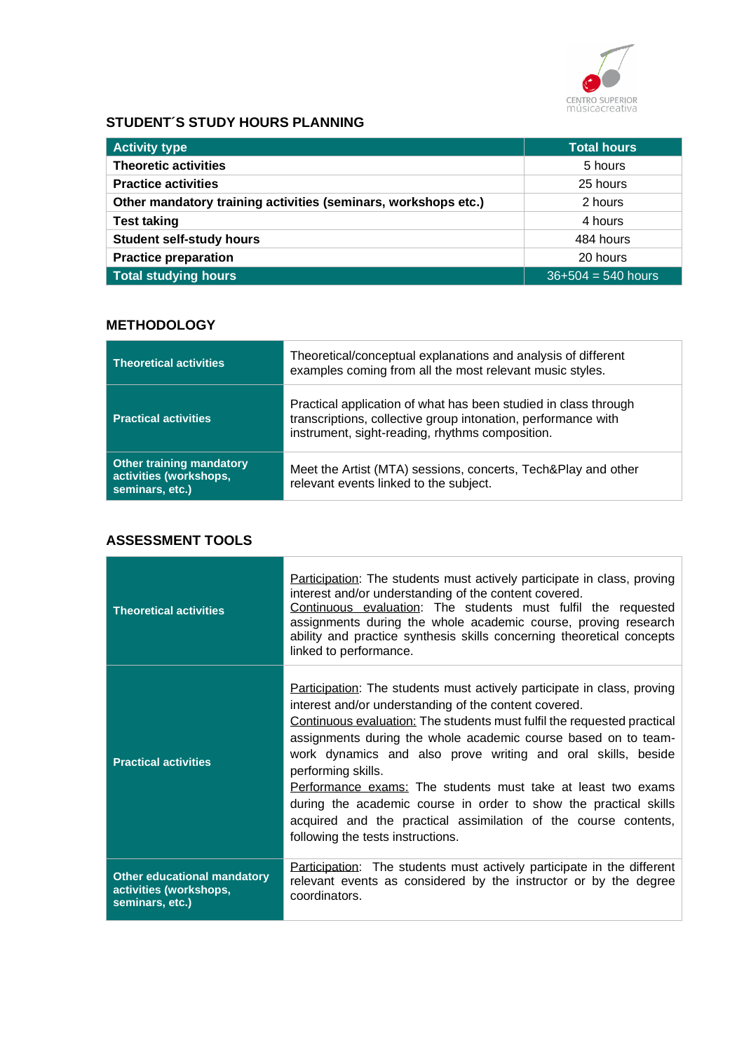## STUDENT´S STUDY HOURS PLANNING

| Activity type | Total hours |
|---|---|
| **Theoretic activities** | 5 hours |
| **Practice activities** | 25 hours |
| **Other mandatory training activities (seminars, workshops etc.)** | 2 hours |
| **Test taking** | 4 hours |
| **Student self-study hours** | 484 hours |
| **Practice preparation** | 20 hours |
| **Total studying hours** | 36+504 = 540 hours |

## METHODOLOGY

| | |
|---|---|
| **Theoretical activities** | Theoretical/conceptual explanations and analysis of different examples coming from all the most relevant music styles. |
| **Practical activities** | Practical application of what has been studied in class through transcriptions, collective group intonation, performance with instrument, sight-reading, rhythms composition. |
| **Other training mandatory activities (workshops, seminars, etc.)** | Meet the Artist (MTA) sessions, concerts, Tech&Play and other relevant events linked to the subject. |

## ASSESSMENT TOOLS

| | |
|---|---|
| **Theoretical activities** | Participation: The students must actively participate in class, proving interest and/or understanding of the content covered.<br>Continuous evaluation: The students must fulfil the requested assignments during the whole academic course, proving research ability and practice synthesis skills concerning theoretical concepts linked to performance. |
| **Practical activities** | Participation: The students must actively participate in class, proving interest and/or understanding of the content covered.<br>Continuous evaluation: The students must fulfil the requested practical assignments during the whole academic course based on to team-work dynamics and also prove writing and oral skills, beside performing skills.<br>Performance exams: The students must take at least two exams during the academic course in order to show the practical skills acquired and the practical assimilation of the course contents, following the tests instructions. |
| **Other educational mandatory activities (workshops, seminars, etc.)** | Participation: The students must actively participate in the different relevant events as considered by the instructor or by the degree coordinators. |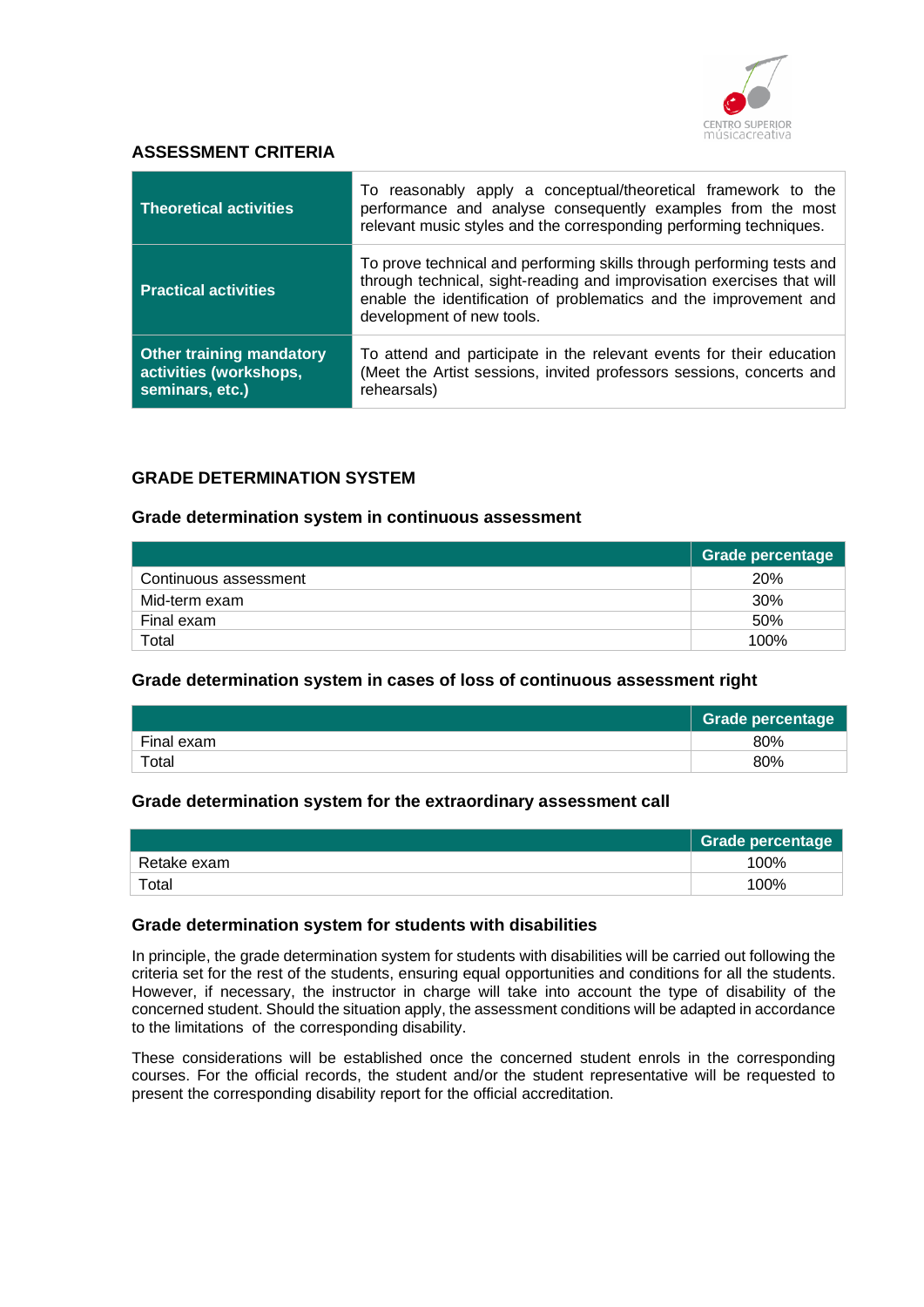## ASSESSMENT CRITERIA

| | |
|---|---|
| **Theoretical activities** | To reasonably apply a conceptual/theoretical framework to the performance and analyse consequently examples from the most relevant music styles and the corresponding performing techniques. |
| **Practical activities** | To prove technical and performing skills through performing tests and through technical, sight-reading and improvisation exercises that will enable the identification of problematics and the improvement and development of new tools. |
| **Other training mandatory activities (workshops, seminars, etc.)** | To attend and participate in the relevant events for their education (Meet the Artist sessions, invited professors sessions, concerts and rehearsals) |

## GRADE DETERMINATION SYSTEM

### Grade determination system in continuous assessment

| | Grade percentage |
|---|---|
| Continuous assessment | 20% |
| Mid-term exam | 30% |
| Final exam | 50% |
| Total | 100% |

### Grade determination system in cases of loss of continuous assessment right

| | Grade percentage |
|---|---|
| Final exam | 80% |
| Total | 80% |

### Grade determination system for the extraordinary assessment call

| | Grade percentage |
|---|---|
| Retake exam | 100% |
| Total | 100% |

### Grade determination system for students with disabilities

In principle, the grade determination system for students with disabilities will be carried out following the criteria set for the rest of the students, ensuring equal opportunities and conditions for all the students. However, if necessary, the instructor in charge will take into account the type of disability of the concerned student. Should the situation apply, the assessment conditions will be adapted in accordance to the limitations of the corresponding disability.

These considerations will be established once the concerned student enrols in the corresponding courses. For the official records, the student and/or the student representative will be requested to present the corresponding disability report for the official accreditation.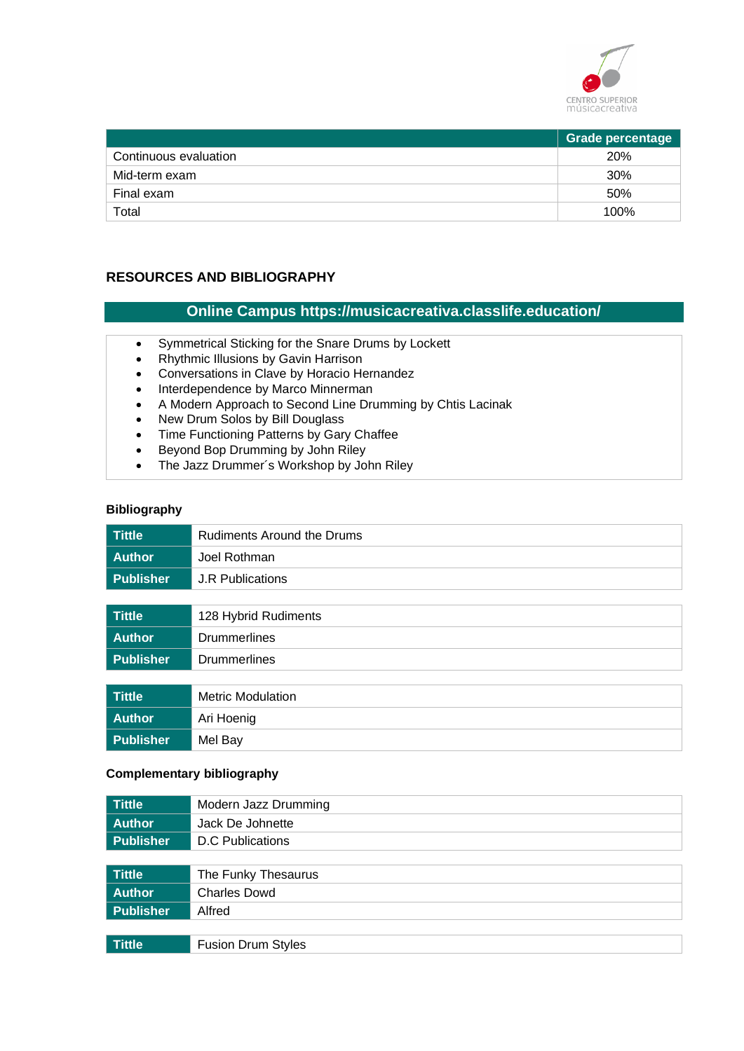| | Grade percentage |
|---|---|
| Continuous evaluation | 20% |
| Mid-term exam | 30% |
| Final exam | 50% |
| Total | 100% |

## RESOURCES AND BIBLIOGRAPHY

**Online Campus https://musicacreativa.classlife.education/**

- Symmetrical Sticking for the Snare Drums by Lockett
- Rhythmic Illusions by Gavin Harrison
- Conversations in Clave by Horacio Hernandez
- Interdependence by Marco Minnerman
- A Modern Approach to Second Line Drumming by Chtis Lacinak
- New Drum Solos by Bill Douglass
- Time Functioning Patterns by Gary Chaffee
- Beyond Bop Drumming by John Riley
- The Jazz Drummer´s Workshop by John Riley

### Bibliography

| Tittle | Rudiments Around the Drums |
|---|---|
| Author | Joel Rothman |
| Publisher | J.R Publications |

| Tittle | 128 Hybrid Rudiments |
|---|---|
| Author | Drummerlines |
| Publisher | Drummerlines |

| Tittle | Metric Modulation |
|---|---|
| Author | Ari Hoenig |
| Publisher | Mel Bay |

### Complementary bibliography

| Tittle | Modern Jazz Drumming |
|---|---|
| Author | Jack De Johnette |
| Publisher | D.C Publications |

| Tittle | The Funky Thesaurus |
|---|---|
| Author | Charles Dowd |
| Publisher | Alfred |

| Tittle | Fusion Drum Styles |
|---|---|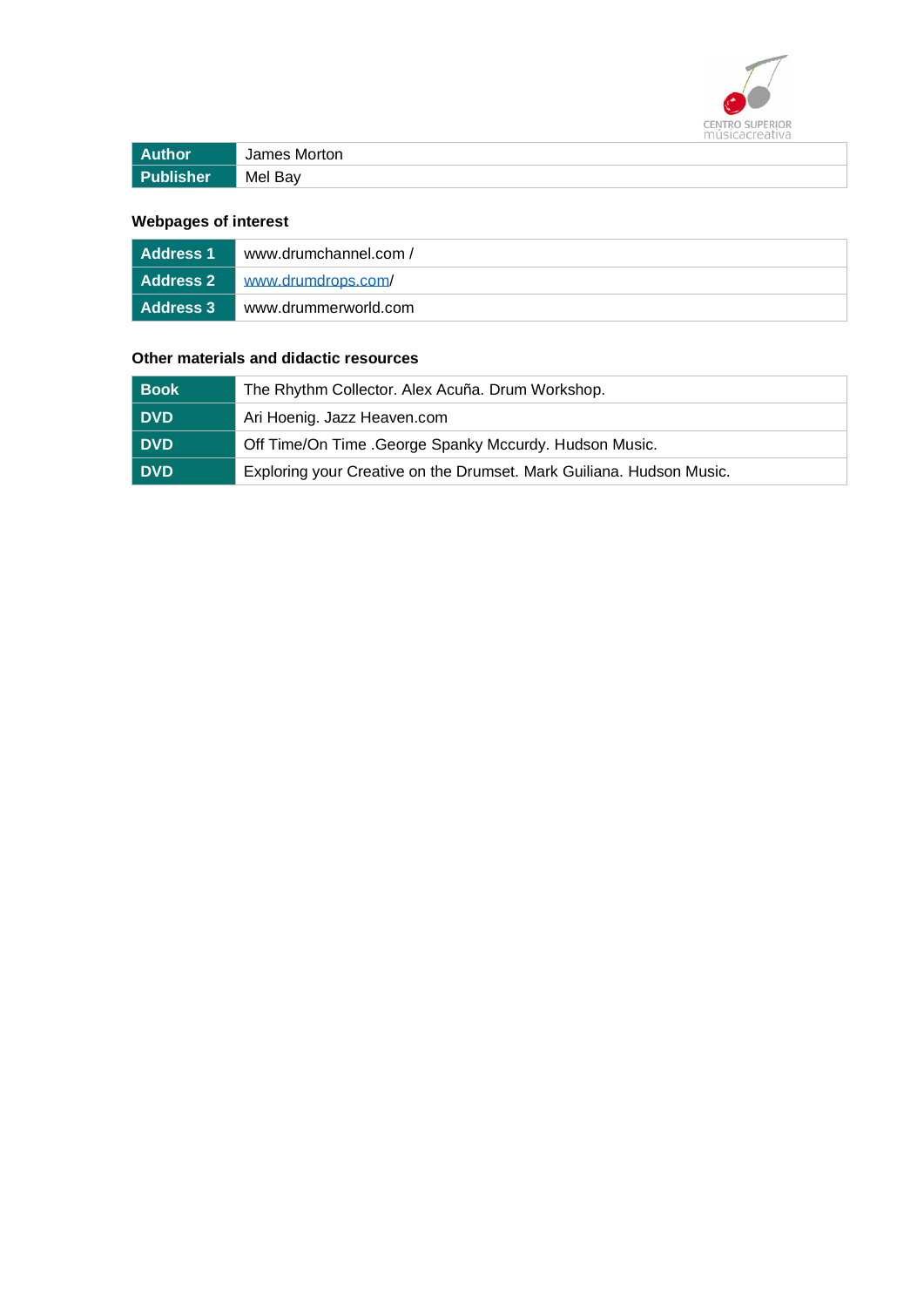| | |
|---|---|
| **Author** | James Morton |
| **Publisher** | Mel Bay |

### Webpages of interest

| | |
|---|---|
| **Address 1** | www.drumchannel.com / |
| **Address 2** | www.drumdrops.com/ |
| **Address 3** | www.drummerworld.com |

### Other materials and didactic resources

| | |
|---|---|
| **Book** | The Rhythm Collector. Alex Acuña. Drum Workshop. |
| **DVD** | Ari Hoenig. Jazz Heaven.com |
| **DVD** | Off Time/On Time .George Spanky Mccurdy. Hudson Music. |
| **DVD** | Exploring your Creative on the Drumset. Mark Guiliana. Hudson Music. |